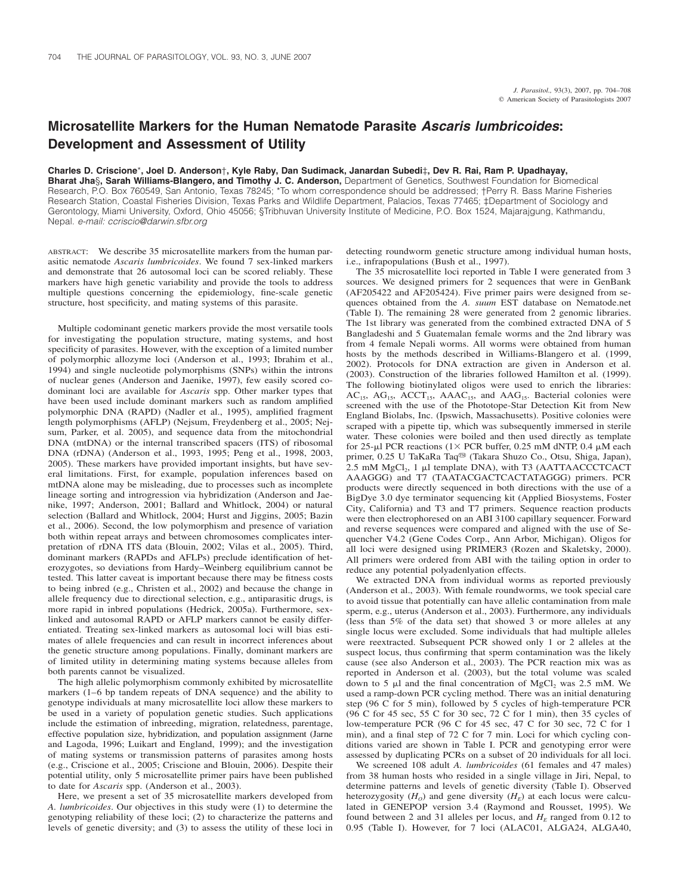# Microsatellite Markers for the Human Nematode Parasite *Ascaris lumbricoides*: Development and Assessment of Utility

**Charles D. Criscione\*, Joel D. Anderson†, Kyle Raby, Dan Sudimack, Janardan Subedi‡, Dev R. Rai, Ram P. Upadhayay, Bharat Jha§, Sarah Williams-Blangero, and Timothy J. C. Anderson,** Department of Genetics, Southwest Foundation for Biomedical Research, P.O. Box 760549, San Antonio, Texas 78245; \*To whom correspondence should be addressed; †Perry R. Bass Marine Fisheries Research Station, Coastal Fisheries Division, Texas Parks and Wildlife Department, Palacios, Texas 77465; ‡Department of Sociology and Gerontology, Miami University, Oxford, Ohio 45056; §Tribhuvan University Institute of Medicine, P.O. Box 1524, Majarajgung, Kathmandu, Nepal. *e-mail: ccriscio@darwin.sfbr.org*

ABSTRACT: We describe 35 microsatellite markers from the human parasitic nematode *Ascaris lumbricoides*. We found 7 sex-linked markers and demonstrate that 26 autosomal loci can be scored reliably. These markers have high genetic variability and provide the tools to address multiple questions concerning the epidemiology, fine-scale genetic structure, host specificity, and mating systems of this parasite.

Multiple codominant genetic markers provide the most versatile tools for investigating the population structure, mating systems, and host specificity of parasites. However, with the exception of a limited number of polymorphic allozyme loci (Anderson et al., 1993; Ibrahim et al., 1994) and single nucleotide polymorphisms (SNPs) within the introns of nuclear genes (Anderson and Jaenike, 1997), few easily scored codominant loci are available for *Ascaris* spp. Other marker types that have been used include dominant markers such as random amplified polymorphic DNA (RAPD) (Nadler et al., 1995), amplified fragment length polymorphisms (AFLP) (Nejsum, Freydenberg et al., 2005; Nejsum, Parker, et al. 2005), and sequence data from the mitochondrial DNA (mtDNA) or the internal transcribed spacers (ITS) of ribosomal DNA (rDNA) (Anderson et al., 1993, 1995; Peng et al., 1998, 2003, 2005). These markers have provided important insights, but have several limitations. First, for example, population inferences based on mtDNA alone may be misleading, due to processes such as incomplete lineage sorting and introgression via hybridization (Anderson and Jaenike, 1997; Anderson, 2001; Ballard and Whitlock, 2004) or natural selection (Ballard and Whitlock, 2004; Hurst and Jiggins, 2005; Bazin et al., 2006). Second, the low polymorphism and presence of variation both within repeat arrays and between chromosomes complicates interpretation of rDNA ITS data (Blouin, 2002; Vilas et al., 2005). Third, dominant markers (RAPDs and AFLPs) preclude identification of heterozygotes, so deviations from Hardy–Weinberg equilibrium cannot be tested. This latter caveat is important because there may be fitness costs to being inbred (e.g., Christen et al., 2002) and because the change in allele frequency due to directional selection, e.g., antiparasitic drugs, is more rapid in inbred populations (Hedrick, 2005a). Furthermore, sex-linked and autosomal RAPD or AFLP markers cannot be easily differentiated. Treating sex-linked markers as autosomal loci will bias estimates of allele frequencies and can result in incorrect inferences about the genetic structure among populations. Finally, dominant markers are of limited utility in determining mating systems because alleles from both parents cannot be visualized.

The high allelic polymorphism commonly exhibited by microsatellite markers (1–6 bp tandem repeats of DNA sequence) and the ability to genotype individuals at many microsatellite loci allow these markers to be used in a variety of population genetic studies. Such applications include the estimation of inbreeding, migration, relatedness, parentage, effective population size, hybridization, and population assignment (Jarne and Lagoda, 1996; Luikart and England, 1999); and the investigation of mating systems or transmission patterns of parasites among hosts (e.g., Criscione et al., 2005; Criscione and Blouin, 2006). Despite their potential utility, only 5 microsatellite primer pairs have been published to date for *Ascaris* spp. (Anderson et al., 2003).

Here, we present a set of 35 microsatellite markers developed from *A. lumbricoides*. Our objectives in this study were (1) to determine the genotyping reliability of these loci; (2) to characterize the patterns and levels of genetic diversity; and (3) to assess the utility of these loci in detecting roundworm genetic structure among individual human hosts, i.e., infrapopulations (Bush et al., 1997).

The 35 microsatellite loci reported in Table I were generated from 3 sources. We designed primers for 2 sequences that were in GenBank (AF205422 and AF205424). Five primer pairs were designed from sequences obtained from the *A. suum* EST database on Nematode.net (Table I). The remaining 28 were generated from 2 genomic libraries. The 1st library was generated from the combined extracted DNA of 5 Bangladeshi and 5 Guatemalan female worms and the 2nd library was from 4 female Nepali worms. All worms were obtained from human hosts by the methods described in Williams-Blangero et al. (1999, 2002). Protocols for DNA extraction are given in Anderson et al. (2003). Construction of the libraries followed Hamilton et al. (1999). The following biotinylated oligos were used to enrich the libraries: $AC_{15}$, $AG_{15}$, $ACCT_{15}$, $AAAC_{15}$, and $AAG_{15}$. Bacterial colonies were screened with the use of the Phototope-Star Detection Kit from New England Biolabs, Inc. (Ipswich, Massachusetts). Positive colonies were scraped with a pipette tip, which was subsequently immersed in sterile water. These colonies were boiled and then used directly as template for 25-μl PCR reactions (1× PCR buffer, 0.25 mM dNTP, 0.4 μM each primer, 0.25 U TaKaRa Taq® (Takara Shuzo Co., Otsu, Shiga, Japan), 2.5 mM $MgCl_2$, 1 μl template DNA), with T3 (AATTAACCCTCACT AAAGGG) and T7 (TAATACGACTCACTATAGGG) primers. PCR products were directly sequenced in both directions with the use of a BigDye 3.0 dye terminator sequencing kit (Applied Biosystems, Foster City, California) and T3 and T7 primers. Sequence reaction products were then electrophoresed on an ABI 3100 capillary sequencer. Forward and reverse sequences were compared and aligned with the use of Sequencher V4.2 (Gene Codes Corp., Ann Arbor, Michigan). Oligos for all loci were designed using PRIMER3 (Rozen and Skaletsky, 2000). All primers were ordered from ABI with the tailing option in order to reduce any potential polyadenylation effects.

We extracted DNA from individual worms as reported previously (Anderson et al., 2003). With female roundworms, we took special care to avoid tissue that potentially can have allelic contamination from male sperm, e.g., uterus (Anderson et al., 2003). Furthermore, any individuals (less than 5% of the data set) that showed 3 or more alleles at any single locus were excluded. Some individuals that had multiple alleles were reextracted. Subsequent PCR showed only 1 or 2 alleles at the suspect locus, thus confirming that sperm contamination was the likely cause (see also Anderson et al., 2003). The PCR reaction mix was as reported in Anderson et al. (2003), but the total volume was scaled down to 5 μl and the final concentration of $MgCl_2$ was 2.5 mM. We used a ramp-down PCR cycling method. There was an initial denaturing step (96 C for 5 min), followed by 5 cycles of high-temperature PCR (96 C for 45 sec, 55 C for 30 sec, 72 C for 1 min), then 35 cycles of low-temperature PCR (96 C for 45 sec, 47 C for 30 sec, 72 C for 1 min), and a final step of 72 C for 7 min. Loci for which cycling conditions varied are shown in Table I. PCR and genotyping error were assessed by duplicating PCRs on a subset of 20 individuals for all loci.

We screened 108 adult *A. lumbricoides* (61 females and 47 males) from 38 human hosts who resided in a single village in Jiri, Nepal, to determine patterns and levels of genetic diversity (Table I). Observed heterozygosity ($H_O$) and gene diversity ($H_E$) at each locus were calculated in GENEPOP version 3.4 (Raymond and Rousset, 1995). We found between 2 and 31 alleles per locus, and $H_E$ ranged from 0.12 to 0.95 (Table I). However, for 7 loci (ALAC01, ALGA24, ALGA40,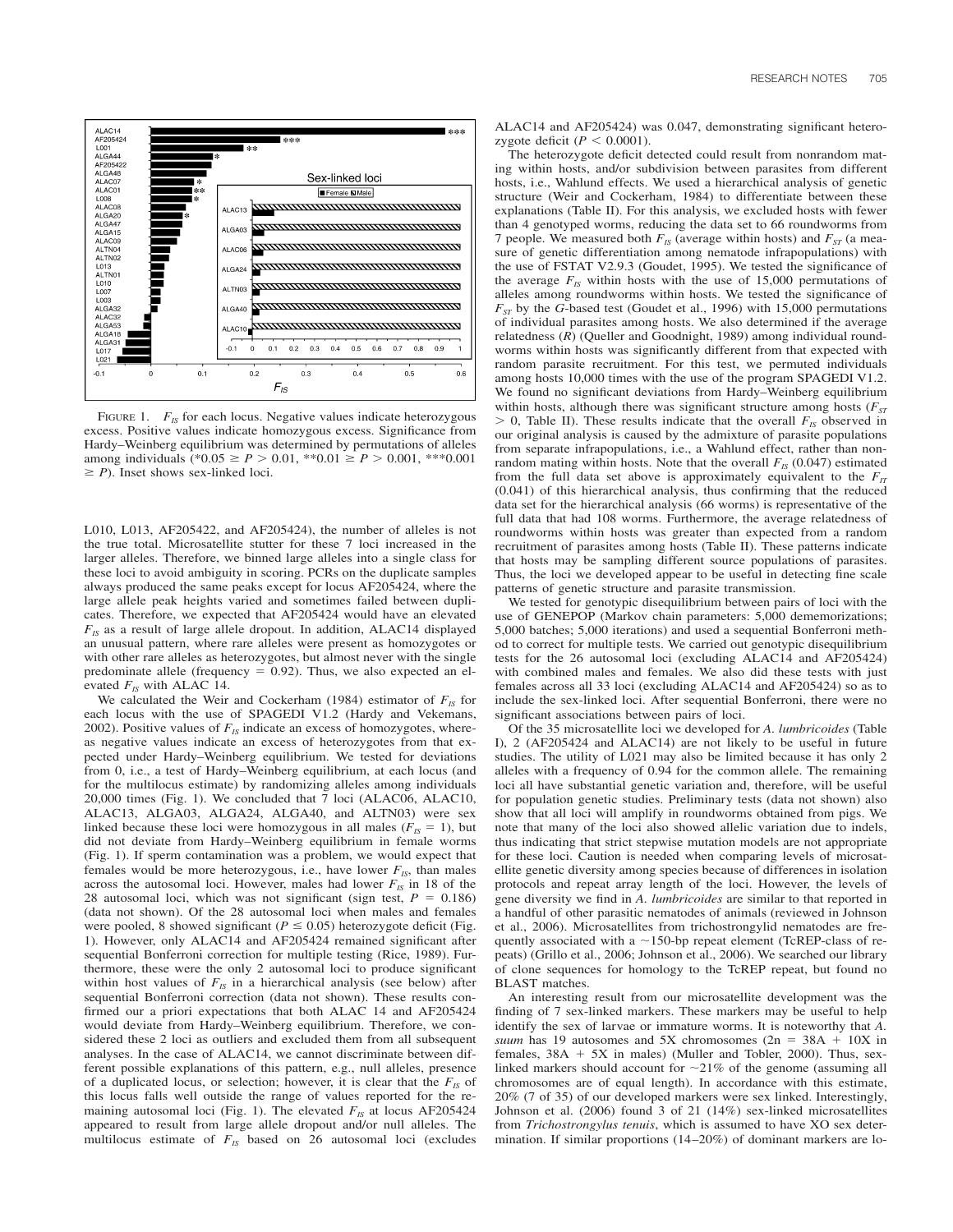FIGURE 1. $F_{IS}$ for each locus. Negative values indicate heterozygous excess. Positive values indicate homozygous excess. Significance from Hardy–Weinberg equilibrium was determined by permutations of alleles among individuals (*0.05 ≥ $P$ > 0.01, **0.01 ≥ $P$ > 0.001, ***0.001 ≥ $P$). Inset shows sex-linked loci.

L010, L013, AF205422, and AF205424), the number of alleles is not the true total. Microsatellite stutter for these 7 loci increased in the larger alleles. Therefore, we binned large alleles into a single class for these loci to avoid ambiguity in scoring. PCRs on the duplicate samples always produced the same peaks except for locus AF205424, where the large allele peak heights varied and sometimes failed between duplicates. Therefore, we expected that AF205424 would have an elevated $F_{IS}$ as a result of large allele dropout. In addition, ALAC14 displayed an unusual pattern, where rare alleles were present as homozygotes or with other rare alleles as heterozygotes, but almost never with the single predominate allele (frequency = 0.92). Thus, we also expected an elevated $F_{IS}$ with ALAC 14.

We calculated the Weir and Cockerham (1984) estimator of $F_{IS}$ for each locus with the use of SPAGEDI V1.2 (Hardy and Vekemans, 2002). Positive values of $F_{IS}$ indicate an excess of homozygotes, whereas negative values indicate an excess of heterozygotes from that expected under Hardy–Weinberg equilibrium. We tested for deviations from 0, i.e., a test of Hardy–Weinberg equilibrium, at each locus (and for the multilocus estimate) by randomizing alleles among individuals 20,000 times (Fig. 1). We concluded that 7 loci (ALAC06, ALAC10, ALAC13, ALGA03, ALGA24, ALGA40, and ALTN03) were sex linked because these loci were homozygous in all males ($F_{IS}$ = 1), but did not deviate from Hardy–Weinberg equilibrium in female worms (Fig. 1). If sperm contamination was a problem, we would expect that females would be more heterozygous, i.e., have lower $F_{IS}$, than males across the autosomal loci. However, males had lower $F_{IS}$ in 18 of the 28 autosomal loci, which was not significant (sign test, $P$ = 0.186) (data not shown). Of the 28 autosomal loci when males and females were pooled, 8 showed significant ($P \leq 0.05$) heterozygote deficit (Fig. 1). However, only ALAC14 and AF205424 remained significant after sequential Bonferroni correction for multiple testing (Rice, 1989). Furthermore, these were the only 2 autosomal loci to produce significant within host values of $F_{IS}$ in a hierarchical analysis (see below) after sequential Bonferroni correction (data not shown). These results confirmed our a priori expectations that both ALAC 14 and AF205424 would deviate from Hardy–Weinberg equilibrium. Therefore, we considered these 2 loci as outliers and excluded them from all subsequent analyses. In the case of ALAC14, we cannot discriminate between different possible explanations of this pattern, e.g., null alleles, presence of a duplicated locus, or selection; however, it is clear that the $F_{IS}$ of this locus falls well outside the range of values reported for the remaining autosomal loci (Fig. 1). The elevated $F_{IS}$ at locus AF205424 appeared to result from large allele dropout and/or null alleles. The multilocus estimate of $F_{IS}$ based on 26 autosomal loci (excludes ALAC14 and AF205424) was 0.047, demonstrating significant heterozygote deficit ($P < 0.0001$).

The heterozygote deficit detected could result from nonrandom mating within hosts, and/or subdivision between parasites from different hosts, i.e., Wahlund effects. We used a hierarchical analysis of genetic structure (Weir and Cockerham, 1984) to differentiate between these explanations (Table II). For this analysis, we excluded hosts with fewer than 4 genotyped worms, reducing the data set to 66 roundworms from 7 people. We measured both $F_{IS}$ (average within hosts) and $F_{ST}$ (a measure of genetic differentiation among nematode infrapopulations) with the use of FSTAT V2.9.3 (Goudet, 1995). We tested the significance of the average $F_{IS}$ within hosts with the use of 15,000 permutations of alleles among roundworms within hosts. We tested the significance of $F_{ST}$ by the $G$-based test (Goudet et al., 1996) with 15,000 permutations of individual parasites among hosts. We also determined if the average relatedness ($R$) (Queller and Goodnight, 1989) among individual roundworms within hosts was significantly different from that expected with random parasite recruitment. For this test, we permuted individuals among hosts 10,000 times with the use of the program SPAGEDI V1.2. We found no significant deviations from Hardy–Weinberg equilibrium within hosts, although there was significant structure among hosts ($F_{ST}$ > 0, Table II). These results indicate that the overall $F_{IS}$ observed in our original analysis is caused by the admixture of parasite populations from separate infrapopulations, i.e., a Wahlund effect, rather than nonrandom mating within hosts. Note that the overall $F_{IS}$ (0.047) estimated from the full data set above is approximately equivalent to the $F_{IT}$ (0.041) of this hierarchical analysis, thus confirming that the reduced data set for the hierarchical analysis (66 worms) is representative of the full data that had 108 worms. Furthermore, the average relatedness of roundworms within hosts was greater than expected from a random recruitment of parasites among hosts (Table II). These patterns indicate that hosts may be sampling different source populations of parasites. Thus, the loci we developed appear to be useful in detecting fine scale patterns of genetic structure and parasite transmission.

We tested for genotypic disequilibrium between pairs of loci with the use of GENEPOP (Markov chain parameters: 5,000 dememorizations; 5,000 batches; 5,000 iterations) and used a sequential Bonferroni method to correct for multiple tests. We carried out genotypic disequilibrium tests for the 26 autosomal loci (excluding ALAC14 and AF205424) with combined males and females. We also did these tests with just females across all 33 loci (excluding ALAC14 and AF205424) so as to include the sex-linked loci. After sequential Bonferroni, there were no significant associations between pairs of loci.

Of the 35 microsatellite loci we developed for *A. lumbricoides* (Table I), 2 (AF205424 and ALAC14) are not likely to be useful in future studies. The utility of L021 may also be limited because it has only 2 alleles with a frequency of 0.94 for the common allele. The remaining loci all have substantial genetic variation and, therefore, will be useful for population genetic studies. Preliminary tests (data not shown) also show that all loci will amplify in roundworms obtained from pigs. We note that many of the loci also showed allelic variation due to indels, thus indicating that strict stepwise mutation models are not appropriate for these loci. Caution is needed when comparing levels of microsatellite genetic diversity among species because of differences in isolation protocols and repeat array length of the loci. However, the levels of gene diversity we find in *A. lumbricoides* are similar to that reported in a handful of other parasitic nematodes of animals (reviewed in Johnson et al., 2006). Microsatellites from trichostrongylid nematodes are frequently associated with a ~150-bp repeat element (TcREP-class of repeats) (Grillo et al., 2006; Johnson et al., 2006). We searched our library of clone sequences for homology to the TcREP repeat, but found no BLAST matches.

An interesting result from our microsatellite development was the finding of 7 sex-linked markers. These markers may be useful to help identify the sex of larvae or immature worms. It is noteworthy that *A. suum* has 19 autosomes and 5X chromosomes (2n = 38A + 10X in females, 38A + 5X in males) (Muller and Tobler, 2000). Thus, sex-linked markers should account for ~21% of the genome (assuming all chromosomes are of equal length). In accordance with this estimate, 20% (7 of 35) of our developed markers were sex linked. Interestingly, Johnson et al. (2006) found 3 of 21 (14%) sex-linked microsatellites from *Trichostrongylus tenuis*, which is assumed to have XO sex determination. If similar proportions (14–20%) of dominant markers are lo-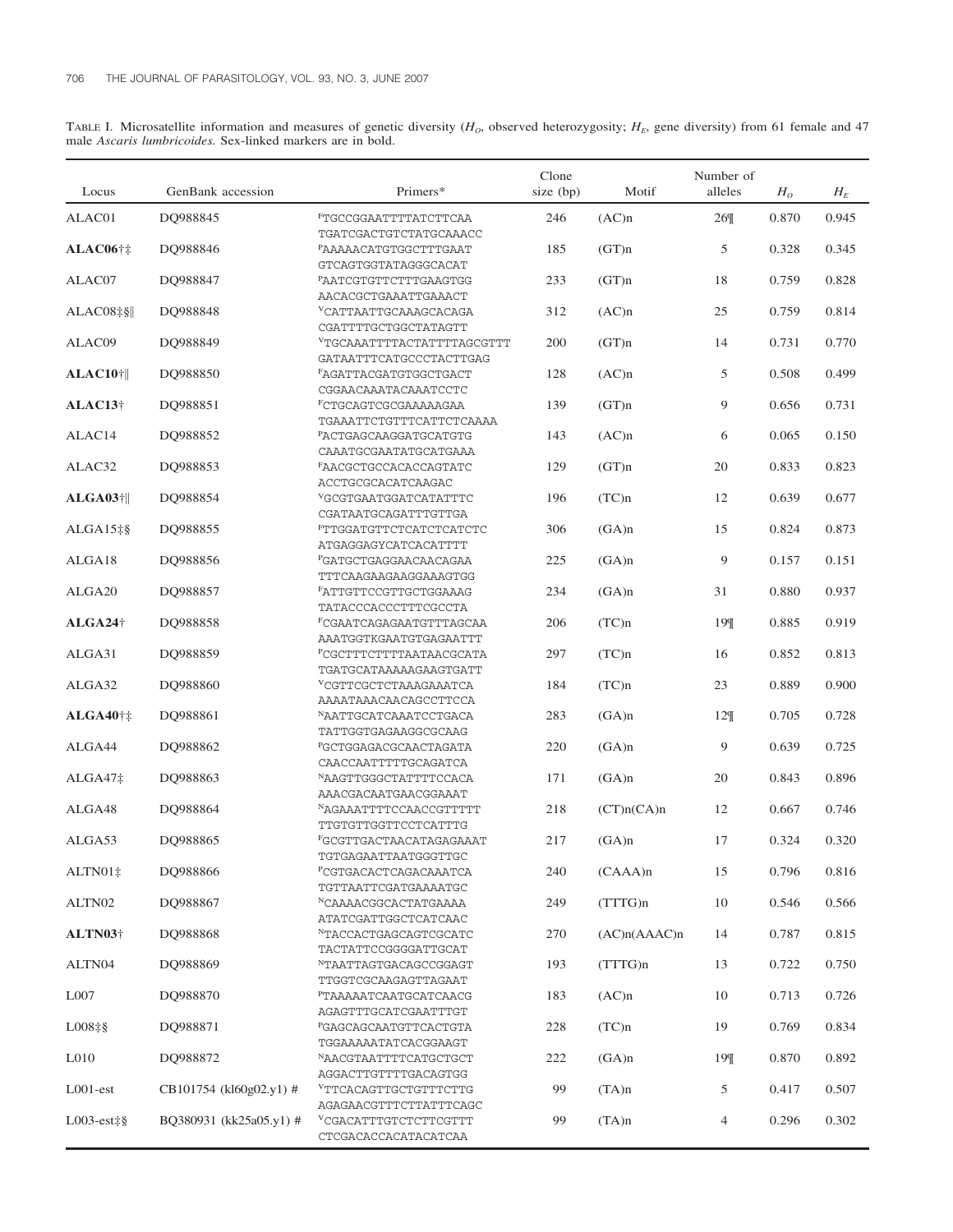TABLE I. Microsatellite information and measures of genetic diversity ($H_O$, observed heterozygosity; $H_E$, gene diversity) from 61 female and 47 male *Ascaris lumbricoides*. Sex-linked markers are in bold.

| Locus | GenBank accession | Primers* | Clone size (bp) | Motif | Number of alleles | $H_O$ | $H_E$ |
|---|---|---|---|---|---|---|---|
| ALAC01 | DQ988845 | FTGCCGGAATTTTATCTTCAA TGATCGACTGTCTATGCAAACC | 246 | (AC)n | 26¶ | 0.870 | 0.945 |
| **ALAC06†‡** | DQ988846 | FAAAAACATGTGGCTTTGAAT GTCAGTGGTATAGGGCACAT | 185 | (GT)n | 5 | 0.328 | 0.345 |
| ALAC07 | DQ988847 | FAATCGTGTTCTTTGAAGTGG AACACGCTGAAATTGAAACT | 233 | (GT)n | 18 | 0.759 | 0.828 |
| ALAC08‡§‖ | DQ988848 | VCATTAATTGCAAAGCACAGA CGATTTTGCTGGCTATAGTT | 312 | (AC)n | 25 | 0.759 | 0.814 |
| ALAC09 | DQ988849 | VTGCAAATTTTACTATTTTAGCGTTT GATAATTTCATGCCCTACTTGAG | 200 | (GT)n | 14 | 0.731 | 0.770 |
| **ALAC10†‖** | DQ988850 | FAGATTACGATGTGGCTGACT CGGAACAAATACAAATCCTC | 128 | (AC)n | 5 | 0.508 | 0.499 |
| **ALAC13†** | DQ988851 | FCTGCAGTCGCGAAAAAGAA TGAAATTCTGTTTCATTCTCAAAA | 139 | (GT)n | 9 | 0.656 | 0.731 |
| ALAC14 | DQ988852 | FACTGAGCAAGGATGCATGTG CAAATGCGAATATGCATGAAA | 143 | (AC)n | 6 | 0.065 | 0.150 |
| ALAC32 | DQ988853 | FAACGCTGCCACACCAGTATC ACCTGCGCACATCAAGAC | 129 | (GT)n | 20 | 0.833 | 0.823 |
| **ALGA03†‖** | DQ988854 | VGCGTGAATGGATCATATTTC CGATAATGCAGATTTGTTGA | 196 | (TC)n | 12 | 0.639 | 0.677 |
| ALGA15‡§ | DQ988855 | FTTGGATGTTCTCATCTCATCTC ATGAGGAGYCATCACATTTT | 306 | (GA)n | 15 | 0.824 | 0.873 |
| ALGA18 | DQ988856 | FGATGCTGAGGAACAACAGAA TTTCAAGAAGAAGGAAAGTGG | 225 | (GA)n | 9 | 0.157 | 0.151 |
| ALGA20 | DQ988857 | FATTGTTCCGTTGCTGGAAAG TATACCCACCCTTTCGCCTA | 234 | (GA)n | 31 | 0.880 | 0.937 |
| **ALGA24†** | DQ988858 | FCGAATCAGAGAATGTTTAGCAA AAATGGTKGAATGTGAGAATTT | 206 | (TC)n | 19¶ | 0.885 | 0.919 |
| ALGA31 | DQ988859 | FCGCTTTCTTTTAATAACGCATA TGATGCATAAAAAGAAGTGATT | 297 | (TC)n | 16 | 0.852 | 0.813 |
| ALGA32 | DQ988860 | VCGTTCGCTCTAAAGAAATCA AAAATAAACAACAGCCTTCCA | 184 | (TC)n | 23 | 0.889 | 0.900 |
| **ALGA40†‡** | DQ988861 | NAATTGCATCAAATCCTGACA TATTGGTGAGAAGGCGCAAG | 283 | (GA)n | 12¶ | 0.705 | 0.728 |
| ALGA44 | DQ988862 | FGCTGGAGACGCAACTAGATA CAACCAATTTTTGCAGATCA | 220 | (GA)n | 9 | 0.639 | 0.725 |
| ALGA47‡ | DQ988863 | NAAGTTGGGCTATTTTCCACA AAACGACAATGAACGGAAAT | 171 | (GA)n | 20 | 0.843 | 0.896 |
| ALGA48 | DQ988864 | NAGAAATTTTCCAACCGTTTTT TTGTGTTGGTTCCTCATTTG | 218 | (CT)n(CA)n | 12 | 0.667 | 0.746 |
| ALGA53 | DQ988865 | FGCGTTGACTAACATAGAGAAAT TGTGAGAATTAATGGGTTGC | 217 | (GA)n | 17 | 0.324 | 0.320 |
| ALTN01‡ | DQ988866 | FCGTGACACTCAGACAAATCA TGTTAATTCGATGAAAATGC | 240 | (CAAA)n | 15 | 0.796 | 0.816 |
| ALTN02 | DQ988867 | NCAAAACGGCACTATGAAAA ATATCGATTGGCTCATCAAC | 249 | (TTTG)n | 10 | 0.546 | 0.566 |
| **ALTN03†** | DQ988868 | NTACCACTGAGCAGTCGCATC TACTATTCCGGGGATTGCAT | 270 | (AC)n(AAAC)n | 14 | 0.787 | 0.815 |
| ALTN04 | DQ988869 | NTAATTAGTGACAGCCGGAGT TTGGTCGCAAGAGTTAGAAT | 193 | (TTTG)n | 13 | 0.722 | 0.750 |
| L007 | DQ988870 | FTAAAAATCAATGCATCAACG AGAGTTTGCATCGAATTTGT | 183 | (AC)n | 10 | 0.713 | 0.726 |
| L008‡§ | DQ988871 | FGAGCAGCAATGTTCACTGTA TGGAAAAATATCACGGAAGT | 228 | (TC)n | 19 | 0.769 | 0.834 |
| L010 | DQ988872 | NAACGTAATTTTCATGCTGCT AGGACTTGTTTTGACAGTGG | 222 | (GA)n | 19¶ | 0.870 | 0.892 |
| L001-est | CB101754 (kl60g02.y1) # | VTTCACAGTTGCTGTTTCTTG AGAGAACGTTTCTTATTTCAGC | 99 | (TA)n | 5 | 0.417 | 0.507 |
| L003-est‡§ | BQ380931 (kk25a05.y1) # | VCGACATTTGTCTCTTCGTTT CTCGACACCACATACATCAA | 99 | (TA)n | 4 | 0.296 | 0.302 |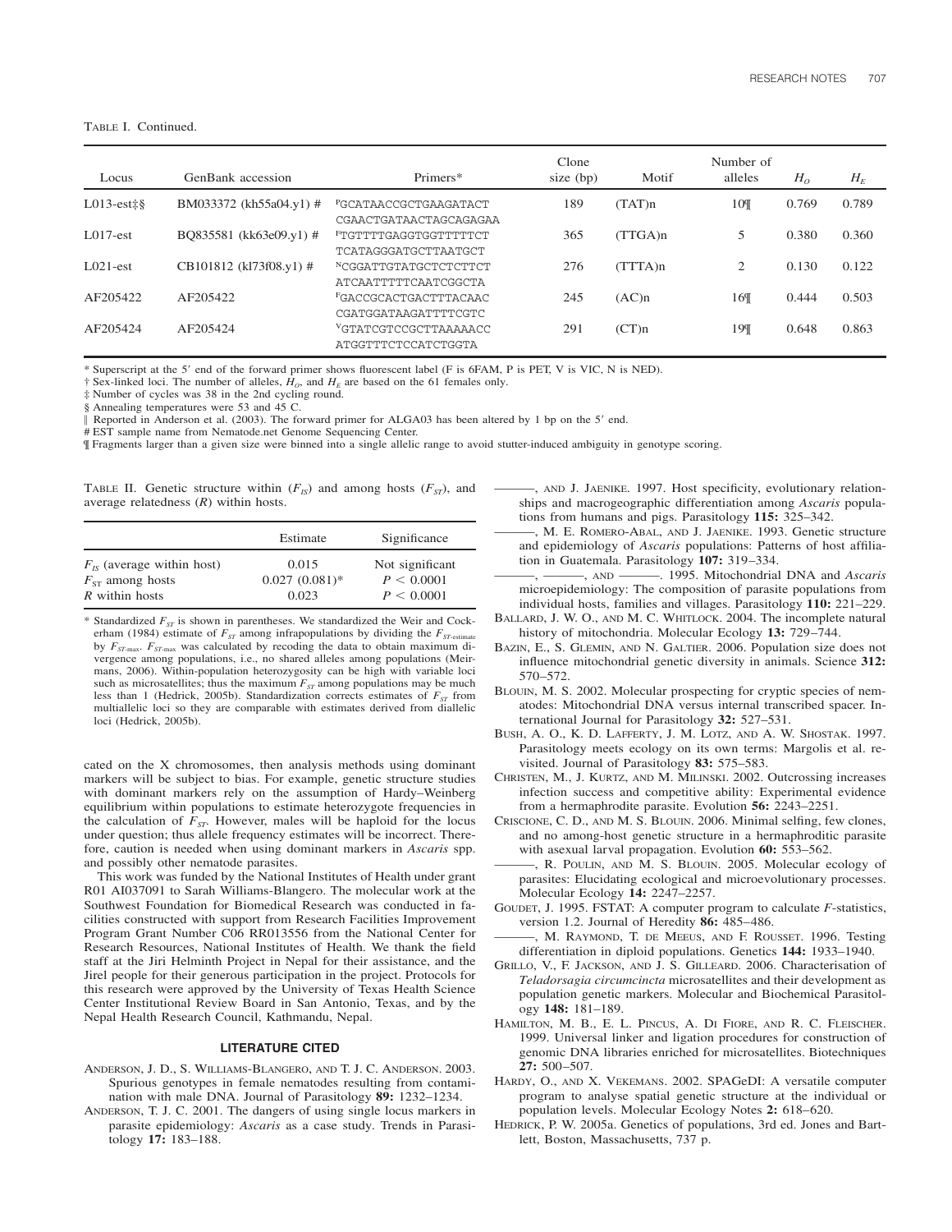TABLE I. Continued.

| Locus | GenBank accession | Primers* | Clone size (bp) | Motif | Number of alleles | $H_O$ | $H_E$ |
|---|---|---|---|---|---|---|---|
| L013-est‡§ | BM033372 (kh55a04.y1) # | [P]GCATAACCGCTGAAGATACT<br>CGAACTGATAACTAGCAGAGAA | 189 | (TAT)n | 10¶ | 0.769 | 0.789 |
| L017-est | BQ835581 (kk63e09.y1) # | [F]TGTTTTGAGGTGGTTTTTCT<br>TCATAGGGATGCTTAATGCT | 365 | (TTGA)n | 5 | 0.380 | 0.360 |
| L021-est | CB101812 (kl73f08.y1) # | [N]CGGATTGTATGCTCTCTTCT<br>ATCAATTTTTCAATCGGCTA | 276 | (TTTA)n | 2 | 0.130 | 0.122 |
| AF205422 | AF205422 | [F]GACCGCACTGACTTTACAAC<br>CGATGGATAAGATTTTCGTC | 245 | (AC)n | 16¶ | 0.444 | 0.503 |
| AF205424 | AF205424 | [V]GTATCGTCCGCTTAAAAACC<br>ATGGTTTCTCCATCTGGTA | 291 | (CT)n | 19¶ | 0.648 | 0.863 |

\* Superscript at the 5′ end of the forward primer shows fluorescent label (F is 6FAM, P is PET, V is VIC, N is NED).
† Sex-linked loci. The number of alleles, $H_O$, and $H_E$ are based on the 61 females only.
‡ Number of cycles was 38 in the 2nd cycling round.
§ Annealing temperatures were 53 and 45 C.
‖ Reported in Anderson et al. (2003). The forward primer for ALGA03 has been altered by 1 bp on the 5′ end.
# EST sample name from Nematode.net Genome Sequencing Center.
¶ Fragments larger than a given size were binned into a single allelic range to avoid stutter-induced ambiguity in genotype scoring.

TABLE II. Genetic structure within ($F_{IS}$) and among hosts ($F_{ST}$), and average relatedness ($R$) within hosts.

| | Estimate | Significance |
|---|---|---|
| $F_{IS}$ (average within host) | 0.015 | Not significant |
| $F_{ST}$ among hosts | 0.027 (0.081)* | $P < 0.0001$ |
| $R$ within hosts | 0.023 | $P < 0.0001$ |

\* Standardized $F_{ST}$ is shown in parentheses. We standardized the Weir and Cockerham (1984) estimate of $F_{ST}$ among infrapopulations by dividing the $F_{ST\text{-estimate}}$ by $F_{ST\text{-max}}$. $F_{ST\text{-max}}$ was calculated by recoding the data to obtain maximum divergence among populations, i.e., no shared alleles among populations (Meirmans, 2006). Within-population heterozygosity can be high with variable loci such as microsatellites; thus the maximum $F_{ST}$ among populations may be much less than 1 (Hedrick, 2005b). Standardization corrects estimates of $F_{ST}$ from multiallelic loci so they are comparable with estimates derived from diallelic loci (Hedrick, 2005b).

cated on the X chromosomes, then analysis methods using dominant markers will be subject to bias. For example, genetic structure studies with dominant markers rely on the assumption of Hardy–Weinberg equilibrium within populations to estimate heterozygote frequencies in the calculation of $F_{ST}$. However, males will be haploid for the locus under question; thus allele frequency estimates will be incorrect. Therefore, caution is needed when using dominant markers in *Ascaris* spp. and possibly other nematode parasites.

This work was funded by the National Institutes of Health under grant R01 AI037091 to Sarah Williams-Blangero. The molecular work at the Southwest Foundation for Biomedical Research was conducted in facilities constructed with support from Research Facilities Improvement Program Grant Number C06 RR013556 from the National Center for Research Resources, National Institutes of Health. We thank the field staff at the Jiri Helminth Project in Nepal for their assistance, and the Jirel people for their generous participation in the project. Protocols for this research were approved by the University of Texas Health Science Center Institutional Review Board in San Antonio, Texas, and by the Nepal Health Research Council, Kathmandu, Nepal.

## LITERATURE CITED

ANDERSON, J. D., S. WILLIAMS-BLANGERO, AND T. J. C. ANDERSON. 2003. Spurious genotypes in female nematodes resulting from contamination with male DNA. Journal of Parasitology **89:** 1232–1234.

ANDERSON, T. J. C. 2001. The dangers of using single locus markers in parasite epidemiology: *Ascaris* as a case study. Trends in Parasitology **17:** 183–188.

———, AND J. JAENIKE. 1997. Host specificity, evolutionary relationships and macrogeographic differentiation among *Ascaris* populations from humans and pigs. Parasitology **115:** 325–342.

———, M. E. ROMERO-ABAL, AND J. JAENIKE. 1993. Genetic structure and epidemiology of *Ascaris* populations: Patterns of host affiliation in Guatemala. Parasitology **107:** 319–334.

———, ———, AND ———. 1995. Mitochondrial DNA and *Ascaris* microepidemiology: The composition of parasite populations from individual hosts, families and villages. Parasitology **110:** 221–229.

BALLARD, J. W. O., AND M. C. WHITLOCK. 2004. The incomplete natural history of mitochondria. Molecular Ecology **13:** 729–744.

BAZIN, E., S. GLEMIN, AND N. GALTIER. 2006. Population size does not influence mitochondrial genetic diversity in animals. Science **312:** 570–572.

BLOUIN, M. S. 2002. Molecular prospecting for cryptic species of nematodes: Mitochondrial DNA versus internal transcribed spacer. International Journal for Parasitology **32:** 527–531.

BUSH, A. O., K. D. LAFFERTY, J. M. LOTZ, AND A. W. SHOSTAK. 1997. Parasitology meets ecology on its own terms: Margolis et al. revisited. Journal of Parasitology **83:** 575–583.

CHRISTEN, M., J. KURTZ, AND M. MILINSKI. 2002. Outcrossing increases infection success and competitive ability: Experimental evidence from a hermaphrodite parasite. Evolution **56:** 2243–2251.

CRISCIONE, C. D., AND M. S. BLOUIN. 2006. Minimal selfing, few clones, and no among-host genetic structure in a hermaphroditic parasite with asexual larval propagation. Evolution **60:** 553–562.

———, R. POULIN, AND M. S. BLOUIN. 2005. Molecular ecology of parasites: Elucidating ecological and microevolutionary processes. Molecular Ecology **14:** 2247–2257.

GOUDET, J. 1995. FSTAT: A computer program to calculate *F*-statistics, version 1.2. Journal of Heredity **86:** 485–486.

———, M. RAYMOND, T. DE MEEUS, AND F. ROUSSET. 1996. Testing differentiation in diploid populations. Genetics **144:** 1933–1940.

GRILLO, V., F. JACKSON, AND J. S. GILLEARD. 2006. Characterisation of *Teladorsagia circumcincta* microsatellites and their development as population genetic markers. Molecular and Biochemical Parasitology **148:** 181–189.

HAMILTON, M. B., E. L. PINCUS, A. DI FIORE, AND R. C. FLEISCHER. 1999. Universal linker and ligation procedures for construction of genomic DNA libraries enriched for microsatellites. Biotechniques **27:** 500–507.

HARDY, O., AND X. VEKEMANS. 2002. SPAGeDI: A versatile computer program to analyse spatial genetic structure at the individual or population levels. Molecular Ecology Notes **2:** 618–620.

HEDRICK, P. W. 2005a. Genetics of populations, 3rd ed. Jones and Bartlett, Boston, Massachusetts, 737 p.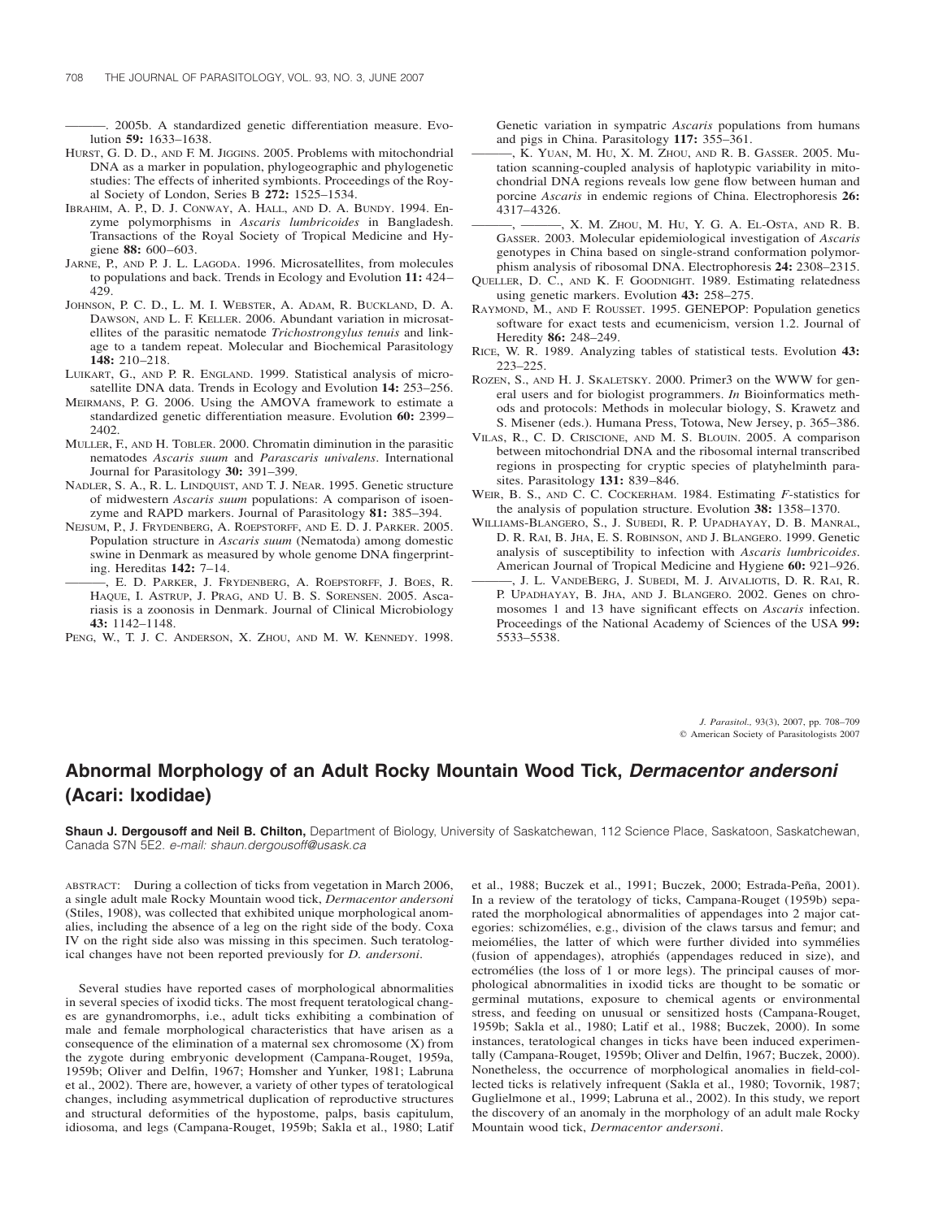———. 2005b. A standardized genetic differentiation measure. Evolution **59:** 1633–1638.

HURST, G. D. D., AND F. M. JIGGINS. 2005. Problems with mitochondrial DNA as a marker in population, phylogeographic and phylogenetic studies: The effects of inherited symbionts. Proceedings of the Royal Society of London, Series B **272:** 1525–1534.

IBRAHIM, A. P., D. J. CONWAY, A. HALL, AND D. A. BUNDY. 1994. Enzyme polymorphisms in *Ascaris lumbricoides* in Bangladesh. Transactions of the Royal Society of Tropical Medicine and Hygiene **88:** 600–603.

JARNE, P., AND P. J. L. LAGODA. 1996. Microsatellites, from molecules to populations and back. Trends in Ecology and Evolution **11:** 424–429.

JOHNSON, P. C. D., L. M. I. WEBSTER, A. ADAM, R. BUCKLAND, D. A. DAWSON, AND L. F. KELLER. 2006. Abundant variation in microsatellites of the parasitic nematode *Trichostrongylus tenuis* and linkage to a tandem repeat. Molecular and Biochemical Parasitology **148:** 210–218.

LUIKART, G., AND P. R. ENGLAND. 1999. Statistical analysis of microsatellite DNA data. Trends in Ecology and Evolution **14:** 253–256.

MEIRMANS, P. G. 2006. Using the AMOVA framework to estimate a standardized genetic differentiation measure. Evolution **60:** 2399–2402.

MULLER, F., AND H. TOBLER. 2000. Chromatin diminution in the parasitic nematodes *Ascaris suum* and *Parascaris univalens*. International Journal for Parasitology **30:** 391–399.

NADLER, S. A., R. L. LINDQUIST, AND T. J. NEAR. 1995. Genetic structure of midwestern *Ascaris suum* populations: A comparison of isoenzyme and RAPD markers. Journal of Parasitology **81:** 385–394.

NEJSUM, P., J. FRYDENBERG, A. ROEPSTORFF, AND E. D. J. PARKER. 2005. Population structure in *Ascaris suum* (Nematoda) among domestic swine in Denmark as measured by whole genome DNA fingerprinting. Hereditas **142:** 7–14.

———, E. D. PARKER, J. FRYDENBERG, A. ROEPSTORFF, J. BOES, R. HAQUE, I. ASTRUP, J. PRAG, AND U. B. S. SORENSEN. 2005. Ascariasis is a zoonosis in Denmark. Journal of Clinical Microbiology **43:** 1142–1148.

PENG, W., T. J. C. ANDERSON, X. ZHOU, AND M. W. KENNEDY. 1998. Genetic variation in sympatric *Ascaris* populations from humans and pigs in China. Parasitology **117:** 355–361.

———, K. YUAN, M. HU, X. M. ZHOU, AND R. B. GASSER. 2005. Mutation scanning-coupled analysis of haplotypic variability in mitochondrial DNA regions reveals low gene flow between human and porcine *Ascaris* in endemic regions of China. Electrophoresis **26:** 4317–4326.

———, ———, X. M. ZHOU, M. HU, Y. G. A. EL-OSTA, AND R. B. GASSER. 2003. Molecular epidemiological investigation of *Ascaris* genotypes in China based on single-strand conformation polymorphism analysis of ribosomal DNA. Electrophoresis **24:** 2308–2315.

QUELLER, D. C., AND K. F. GOODNIGHT. 1989. Estimating relatedness using genetic markers. Evolution **43:** 258–275.

RAYMOND, M., AND F. ROUSSET. 1995. GENEPOP: Population genetics software for exact tests and ecumenicism, version 1.2. Journal of Heredity **86:** 248–249.

RICE, W. R. 1989. Analyzing tables of statistical tests. Evolution **43:** 223–225.

ROZEN, S., AND H. J. SKALETSKY. 2000. Primer3 on the WWW for general users and for biologist programmers. *In* Bioinformatics methods and protocols: Methods in molecular biology, S. Krawetz and S. Misener (eds.). Humana Press, Totowa, New Jersey, p. 365–386.

VILAS, R., C. D. CRISCIONE, AND M. S. BLOUIN. 2005. A comparison between mitochondrial DNA and the ribosomal internal transcribed regions in prospecting for cryptic species of platyhelminth parasites. Parasitology **131:** 839–846.

WEIR, B. S., AND C. C. COCKERHAM. 1984. Estimating *F*-statistics for the analysis of population structure. Evolution **38:** 1358–1370.

WILLIAMS-BLANGERO, S., J. SUBEDI, R. P. UPADHAYAY, D. B. MANRAL, D. R. RAI, B. JHA, E. S. ROBINSON, AND J. BLANGERO. 1999. Genetic analysis of susceptibility to infection with *Ascaris lumbricoides*. American Journal of Tropical Medicine and Hygiene **60:** 921–926.

———, J. L. VANDEBERG, J. SUBEDI, M. J. AIVALIOTIS, D. R. RAI, R. P. UPADHAYAY, B. JHA, AND J. BLANGERO. 2002. Genes on chromosomes 1 and 13 have significant effects on *Ascaris* infection. Proceedings of the National Academy of Sciences of the USA **99:** 5533–5538.

*J. Parasitol.*, 93(3), 2007, pp. 708–709
© American Society of Parasitologists 2007

# Abnormal Morphology of an Adult Rocky Mountain Wood Tick, *Dermacentor andersoni* (Acari: Ixodidae)

**Shaun J. Dergousoff and Neil B. Chilton,** Department of Biology, University of Saskatchewan, 112 Science Place, Saskatoon, Saskatchewan, Canada S7N 5E2. *e-mail: shaun.dergousoff@usask.ca*

ABSTRACT: During a collection of ticks from vegetation in March 2006, a single adult male Rocky Mountain wood tick, *Dermacentor andersoni* (Stiles, 1908), was collected that exhibited unique morphological anomalies, including the absence of a leg on the right side of the body. Coxa IV on the right side also was missing in this specimen. Such teratological changes have not been reported previously for *D. andersoni*.

Several studies have reported cases of morphological abnormalities in several species of ixodid ticks. The most frequent teratological changes are gynandromorphs, i.e., adult ticks exhibiting a combination of male and female morphological characteristics that have arisen as a consequence of the elimination of a maternal sex chromosome (X) from the zygote during embryonic development (Campana-Rouget, 1959a, 1959b; Oliver and Delfin, 1967; Homsher and Yunker, 1981; Labruna et al., 2002). There are, however, a variety of other types of teratological changes, including asymmetrical duplication of reproductive structures and structural deformities of the hypostome, palps, basis capitulum, idiosoma, and legs (Campana-Rouget, 1959b; Sakla et al., 1980; Latif et al., 1988; Buczek et al., 1991; Buczek, 2000; Estrada-Peña, 2001). In a review of the teratology of ticks, Campana-Rouget (1959b) separated the morphological abnormalities of appendages into 2 major categories: schizomélies, e.g., division of the claws tarsus and femur; and meiomélies, the latter of which were further divided into symmélies (fusion of appendages), atrophiés (appendages reduced in size), and ectromélies (the loss of 1 or more legs). The principal causes of morphological abnormalities in ixodid ticks are thought to be somatic or germinal mutations, exposure to chemical agents or environmental stress, and feeding on unusual or sensitized hosts (Campana-Rouget, 1959b; Sakla et al., 1980; Latif et al., 1988; Buczek, 2000). In some instances, teratological changes in ticks have been induced experimentally (Campana-Rouget, 1959b; Oliver and Delfin, 1967; Buczek, 2000). Nonetheless, the occurrence of morphological anomalies in field-collected ticks is relatively infrequent (Sakla et al., 1980; Tovornik, 1987; Guglielmone et al., 1999; Labruna et al., 2002). In this study, we report the discovery of an anomaly in the morphology of an adult male Rocky Mountain wood tick, *Dermacentor andersoni*.